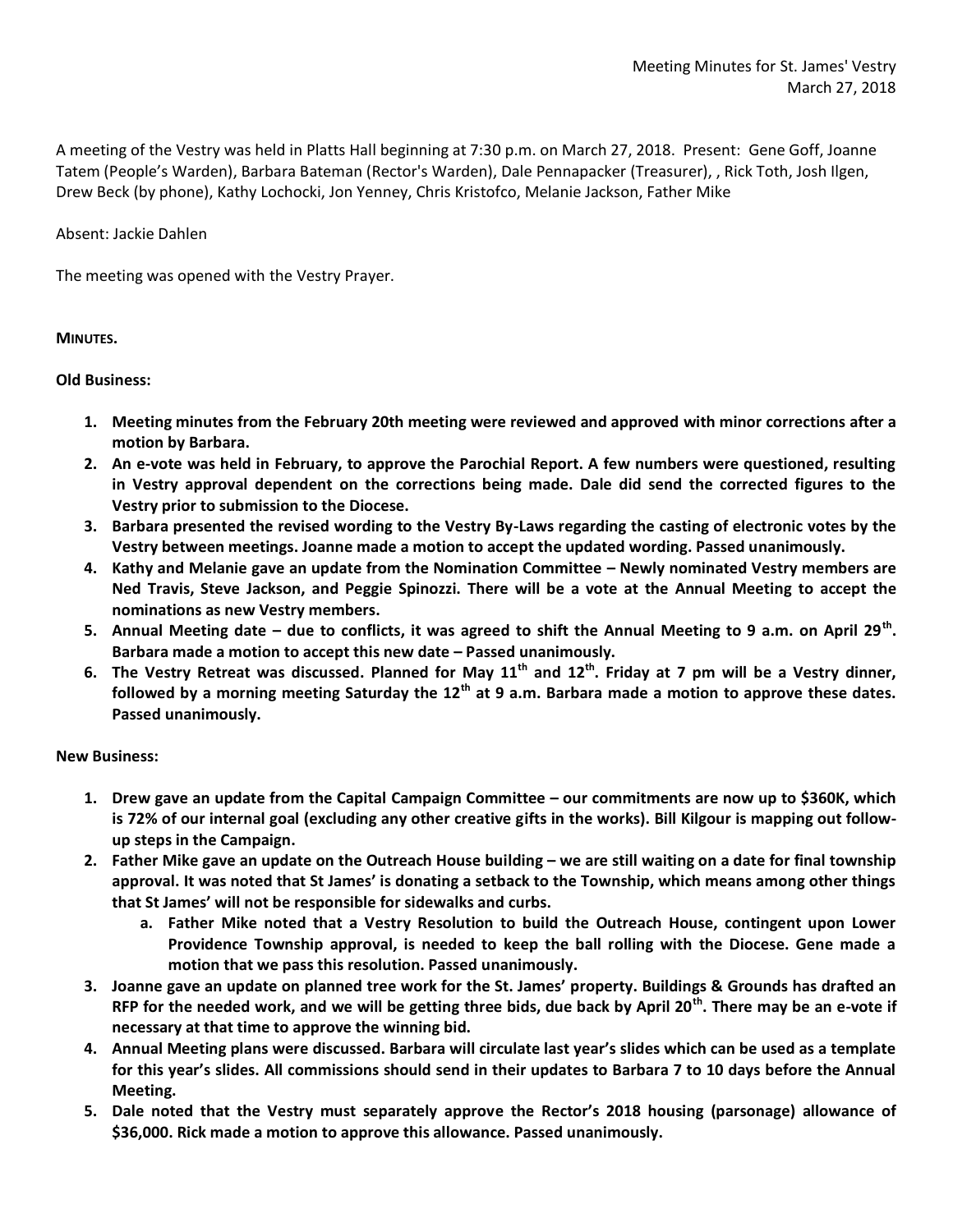Meeting Minutes for St. James' Vestry
March 27, 2018

A meeting of the Vestry was held in Platts Hall beginning at 7:30 p.m. on March 27, 2018. Present: Gene Goff, Joanne Tatem (People's Warden), Barbara Bateman (Rector's Warden), Dale Pennapacker (Treasurer), , Rick Toth, Josh Ilgen, Drew Beck (by phone), Kathy Lochocki, Jon Yenney, Chris Kristofco, Melanie Jackson, Father Mike

Absent: Jackie Dahlen

The meeting was opened with the Vestry Prayer.

**MINUTES.**

**Old Business:**

1. **Meeting minutes from the February 20th meeting were reviewed and approved with minor corrections after a motion by Barbara.**
2. **An e-vote was held in February, to approve the Parochial Report. A few numbers were questioned, resulting in Vestry approval dependent on the corrections being made. Dale did send the corrected figures to the Vestry prior to submission to the Diocese.**
3. **Barbara presented the revised wording to the Vestry By-Laws regarding the casting of electronic votes by the Vestry between meetings. Joanne made a motion to accept the updated wording. Passed unanimously.**
4. **Kathy and Melanie gave an update from the Nomination Committee – Newly nominated Vestry members are Ned Travis, Steve Jackson, and Peggie Spinozzi. There will be a vote at the Annual Meeting to accept the nominations as new Vestry members.**
5. **Annual Meeting date – due to conflicts, it was agreed to shift the Annual Meeting to 9 a.m. on April 29th. Barbara made a motion to accept this new date – Passed unanimously.**
6. **The Vestry Retreat was discussed. Planned for May 11th and 12th. Friday at 7 pm will be a Vestry dinner, followed by a morning meeting Saturday the 12th at 9 a.m. Barbara made a motion to approve these dates. Passed unanimously.**

**New Business:**

1. **Drew gave an update from the Capital Campaign Committee – our commitments are now up to $360K, which is 72% of our internal goal (excluding any other creative gifts in the works). Bill Kilgour is mapping out follow-up steps in the Campaign.**
2. **Father Mike gave an update on the Outreach House building – we are still waiting on a date for final township approval. It was noted that St James' is donating a setback to the Township, which means among other things that St James' will not be responsible for sidewalks and curbs.**
   a. **Father Mike noted that a Vestry Resolution to build the Outreach House, contingent upon Lower Providence Township approval, is needed to keep the ball rolling with the Diocese. Gene made a motion that we pass this resolution. Passed unanimously.**
3. **Joanne gave an update on planned tree work for the St. James' property. Buildings & Grounds has drafted an RFP for the needed work, and we will be getting three bids, due back by April 20th. There may be an e-vote if necessary at that time to approve the winning bid.**
4. **Annual Meeting plans were discussed. Barbara will circulate last year's slides which can be used as a template for this year's slides. All commissions should send in their updates to Barbara 7 to 10 days before the Annual Meeting.**
5. **Dale noted that the Vestry must separately approve the Rector's 2018 housing (parsonage) allowance of $36,000. Rick made a motion to approve this allowance. Passed unanimously.**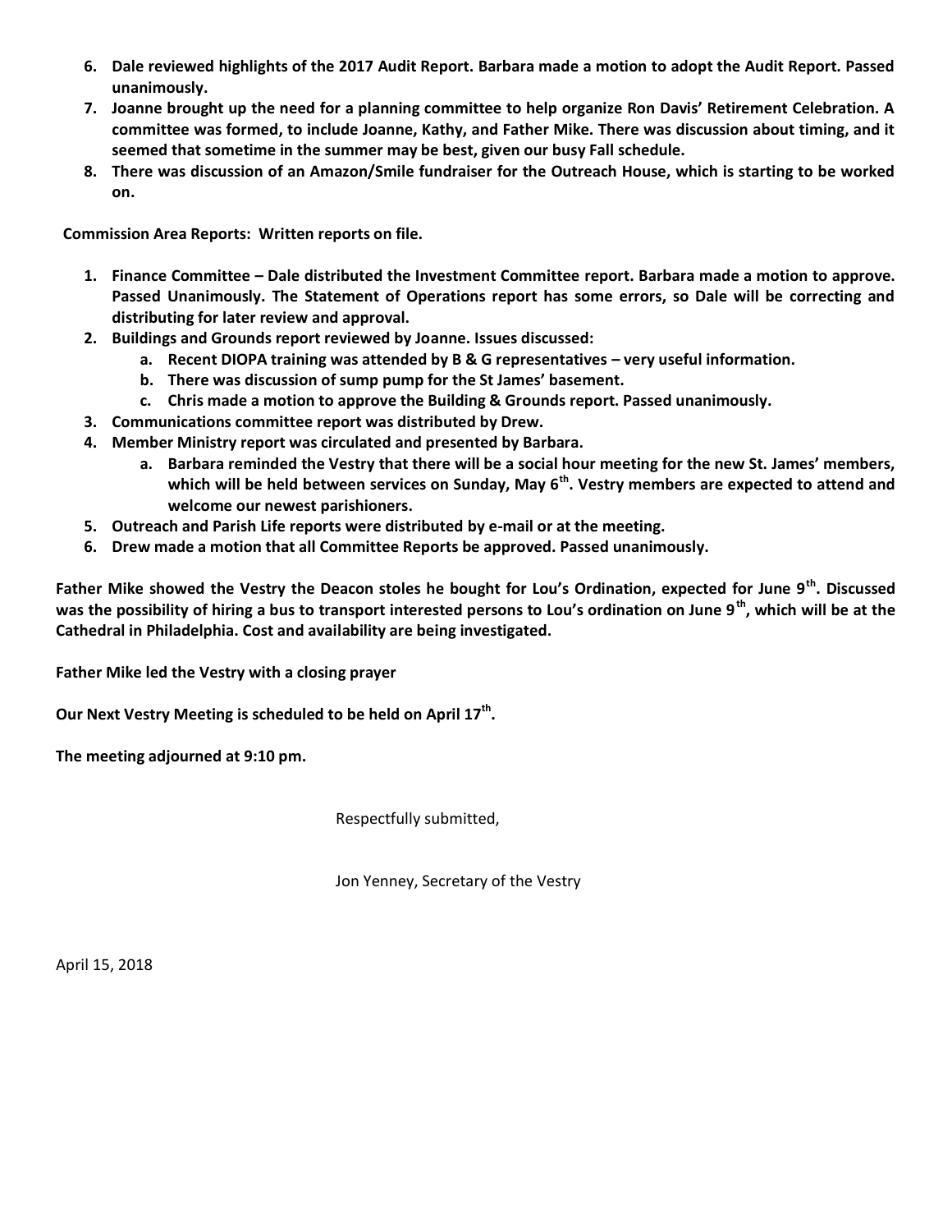6. **Dale reviewed highlights of the 2017 Audit Report. Barbara made a motion to adopt the Audit Report. Passed unanimously.**
7. **Joanne brought up the need for a planning committee to help organize Ron Davis' Retirement Celebration. A committee was formed, to include Joanne, Kathy, and Father Mike. There was discussion about timing, and it seemed that sometime in the summer may be best, given our busy Fall schedule.**
8. **There was discussion of an Amazon/Smile fundraiser for the Outreach House, which is starting to be worked on.**

**Commission Area Reports: Written reports on file.**

1. **Finance Committee – Dale distributed the Investment Committee report. Barbara made a motion to approve. Passed Unanimously. The Statement of Operations report has some errors, so Dale will be correcting and distributing for later review and approval.**
2. **Buildings and Grounds report reviewed by Joanne. Issues discussed:**
   a. **Recent DIOPA training was attended by B & G representatives – very useful information.**
   b. **There was discussion of sump pump for the St James' basement.**
   c. **Chris made a motion to approve the Building & Grounds report. Passed unanimously.**
3. **Communications committee report was distributed by Drew.**
4. **Member Ministry report was circulated and presented by Barbara.**
   a. **Barbara reminded the Vestry that there will be a social hour meeting for the new St. James' members, which will be held between services on Sunday, May 6th. Vestry members are expected to attend and welcome our newest parishioners.**
5. **Outreach and Parish Life reports were distributed by e-mail or at the meeting.**
6. **Drew made a motion that all Committee Reports be approved. Passed unanimously.**

**Father Mike showed the Vestry the Deacon stoles he bought for Lou's Ordination, expected for June 9th. Discussed was the possibility of hiring a bus to transport interested persons to Lou's ordination on June 9th, which will be at the Cathedral in Philadelphia. Cost and availability are being investigated.**

**Father Mike led the Vestry with a closing prayer**

**Our Next Vestry Meeting is scheduled to be held on April 17th.**

**The meeting adjourned at 9:10 pm.**

Respectfully submitted,

Jon Yenney, Secretary of the Vestry

April 15, 2018